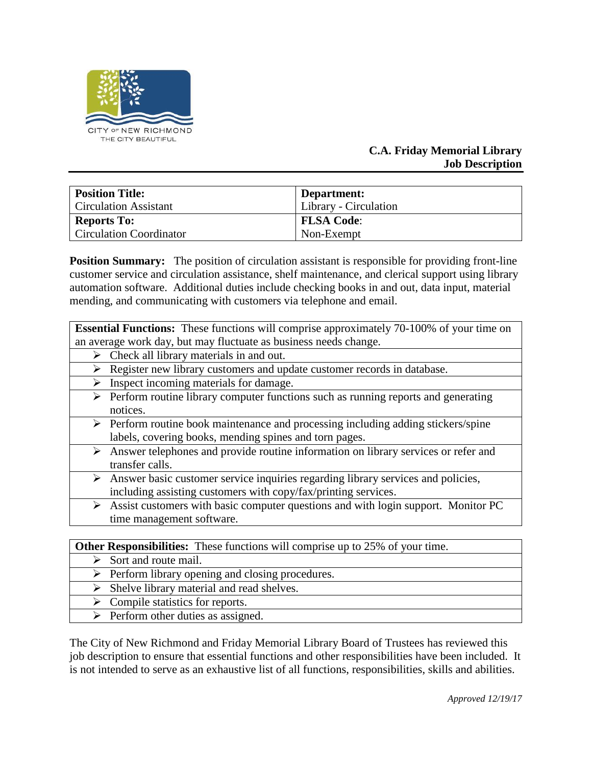CITY OF NEW RICHMOND
THE CITY BEAUTIFUL

**C.A. Friday Memorial Library**
**Job Description**

| **Position Title:** Circulation Assistant | **Department:** Library - Circulation |
|---|---|
| **Reports To:** Circulation Coordinator | **FLSA Code**: Non-Exempt |

**Position Summary:** The position of circulation assistant is responsible for providing front-line customer service and circulation assistance, shelf maintenance, and clerical support using library automation software. Additional duties include checking books in and out, data input, material mending, and communicating with customers via telephone and email.

**Essential Functions:** These functions will comprise approximately 70-100% of your time on an average work day, but may fluctuate as business needs change.

- Check all library materials in and out.
- Register new library customers and update customer records in database.
- Inspect incoming materials for damage.
- Perform routine library computer functions such as running reports and generating notices.
- Perform routine book maintenance and processing including adding stickers/spine labels, covering books, mending spines and torn pages.
- Answer telephones and provide routine information on library services or refer and transfer calls.
- Answer basic customer service inquiries regarding library services and policies, including assisting customers with copy/fax/printing services.
- Assist customers with basic computer questions and with login support. Monitor PC time management software.

**Other Responsibilities:** These functions will comprise up to 25% of your time.

- Sort and route mail.
- Perform library opening and closing procedures.
- Shelve library material and read shelves.
- Compile statistics for reports.
- Perform other duties as assigned.

The City of New Richmond and Friday Memorial Library Board of Trustees has reviewed this job description to ensure that essential functions and other responsibilities have been included. It is not intended to serve as an exhaustive list of all functions, responsibilities, skills and abilities.

*Approved 12/19/17*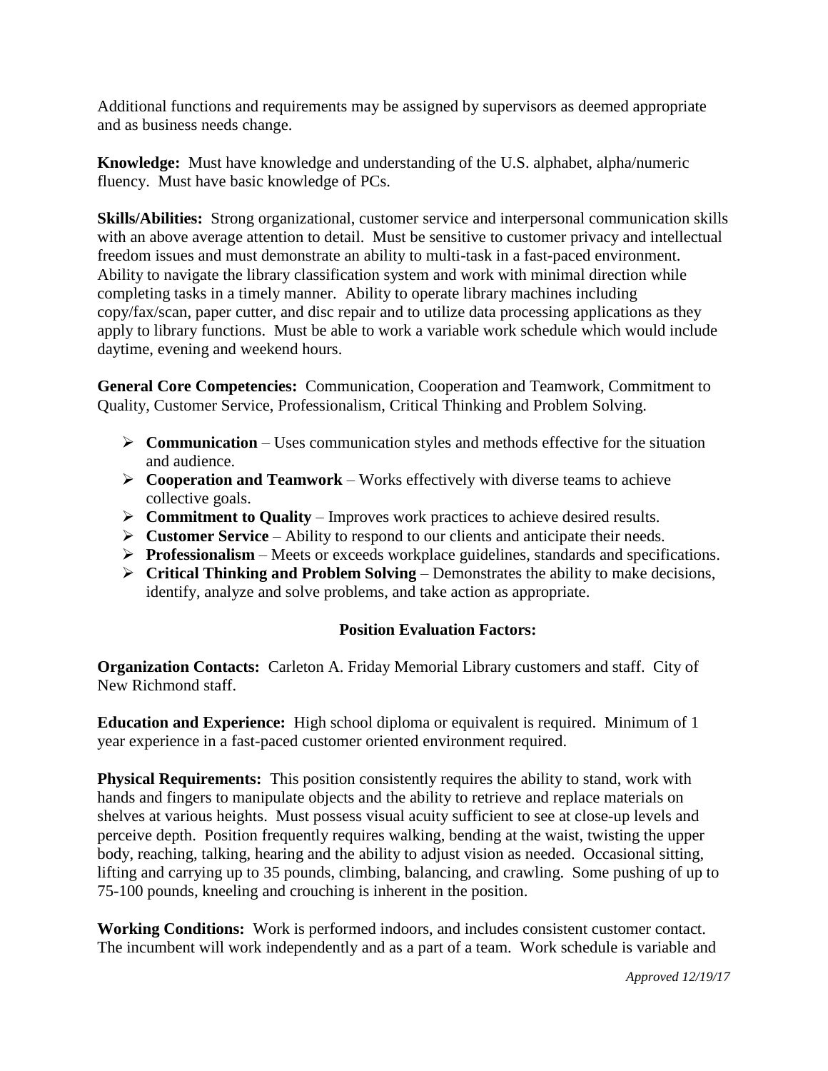Additional functions and requirements may be assigned by supervisors as deemed appropriate and as business needs change.

**Knowledge:** Must have knowledge and understanding of the U.S. alphabet, alpha/numeric fluency. Must have basic knowledge of PCs.

**Skills/Abilities:** Strong organizational, customer service and interpersonal communication skills with an above average attention to detail. Must be sensitive to customer privacy and intellectual freedom issues and must demonstrate an ability to multi-task in a fast-paced environment. Ability to navigate the library classification system and work with minimal direction while completing tasks in a timely manner. Ability to operate library machines including copy/fax/scan, paper cutter, and disc repair and to utilize data processing applications as they apply to library functions. Must be able to work a variable work schedule which would include daytime, evening and weekend hours.

**General Core Competencies:** Communication, Cooperation and Teamwork, Commitment to Quality, Customer Service, Professionalism, Critical Thinking and Problem Solving.

- **Communication** – Uses communication styles and methods effective for the situation and audience.
- **Cooperation and Teamwork** – Works effectively with diverse teams to achieve collective goals.
- **Commitment to Quality** – Improves work practices to achieve desired results.
- **Customer Service** – Ability to respond to our clients and anticipate their needs.
- **Professionalism** – Meets or exceeds workplace guidelines, standards and specifications.
- **Critical Thinking and Problem Solving** – Demonstrates the ability to make decisions, identify, analyze and solve problems, and take action as appropriate.

## Position Evaluation Factors:

**Organization Contacts:** Carleton A. Friday Memorial Library customers and staff. City of New Richmond staff.

**Education and Experience:** High school diploma or equivalent is required. Minimum of 1 year experience in a fast-paced customer oriented environment required.

**Physical Requirements:** This position consistently requires the ability to stand, work with hands and fingers to manipulate objects and the ability to retrieve and replace materials on shelves at various heights. Must possess visual acuity sufficient to see at close-up levels and perceive depth. Position frequently requires walking, bending at the waist, twisting the upper body, reaching, talking, hearing and the ability to adjust vision as needed. Occasional sitting, lifting and carrying up to 35 pounds, climbing, balancing, and crawling. Some pushing of up to 75-100 pounds, kneeling and crouching is inherent in the position.

**Working Conditions:** Work is performed indoors, and includes consistent customer contact. The incumbent will work independently and as a part of a team. Work schedule is variable and

*Approved 12/19/17*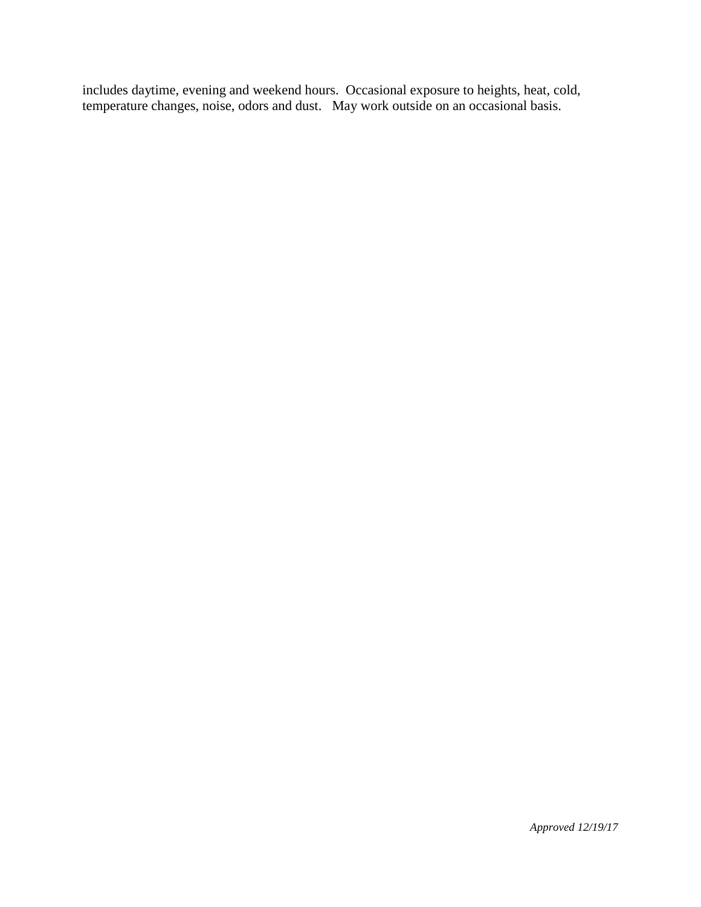includes daytime, evening and weekend hours. Occasional exposure to heights, heat, cold, temperature changes, noise, odors and dust. May work outside on an occasional basis.

*Approved 12/19/17*